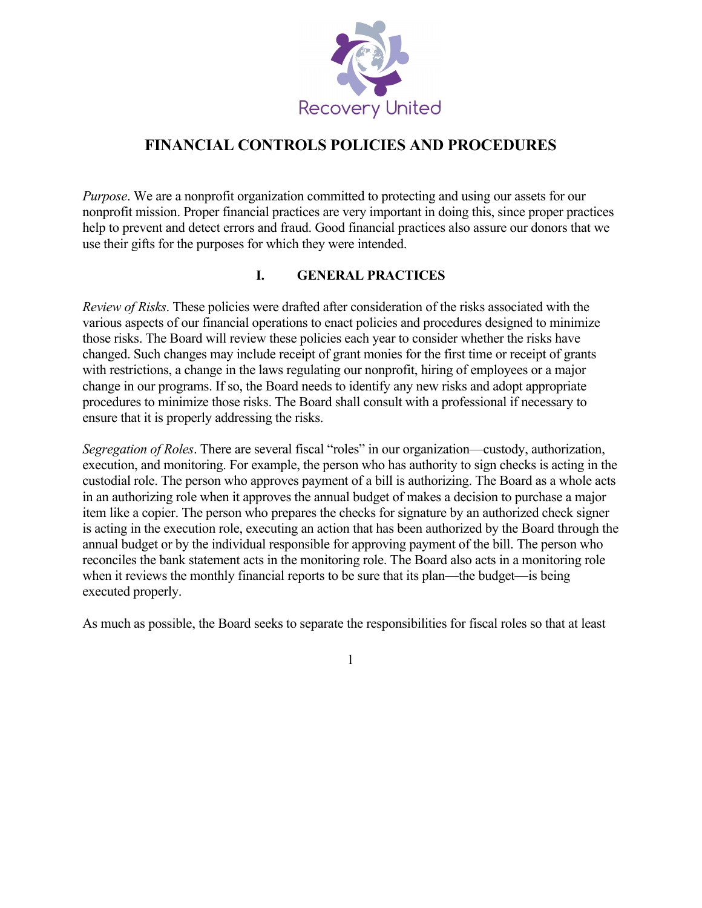Recovery United

# FINANCIAL CONTROLS POLICIES AND PROCEDURES

*Purpose*. We are a nonprofit organization committed to protecting and using our assets for our nonprofit mission. Proper financial practices are very important in doing this, since proper practices help to prevent and detect errors and fraud. Good financial practices also assure our donors that we use their gifts for the purposes for which they were intended.

## I. GENERAL PRACTICES

*Review of Risks*. These policies were drafted after consideration of the risks associated with the various aspects of our financial operations to enact policies and procedures designed to minimize those risks. The Board will review these policies each year to consider whether the risks have changed. Such changes may include receipt of grant monies for the first time or receipt of grants with restrictions, a change in the laws regulating our nonprofit, hiring of employees or a major change in our programs. If so, the Board needs to identify any new risks and adopt appropriate procedures to minimize those risks. The Board shall consult with a professional if necessary to ensure that it is properly addressing the risks.

*Segregation of Roles*. There are several fiscal "roles" in our organization—custody, authorization, execution, and monitoring. For example, the person who has authority to sign checks is acting in the custodial role. The person who approves payment of a bill is authorizing. The Board as a whole acts in an authorizing role when it approves the annual budget of makes a decision to purchase a major item like a copier. The person who prepares the checks for signature by an authorized check signer is acting in the execution role, executing an action that has been authorized by the Board through the annual budget or by the individual responsible for approving payment of the bill. The person who reconciles the bank statement acts in the monitoring role. The Board also acts in a monitoring role when it reviews the monthly financial reports to be sure that its plan—the budget—is being executed properly.

As much as possible, the Board seeks to separate the responsibilities for fiscal roles so that at least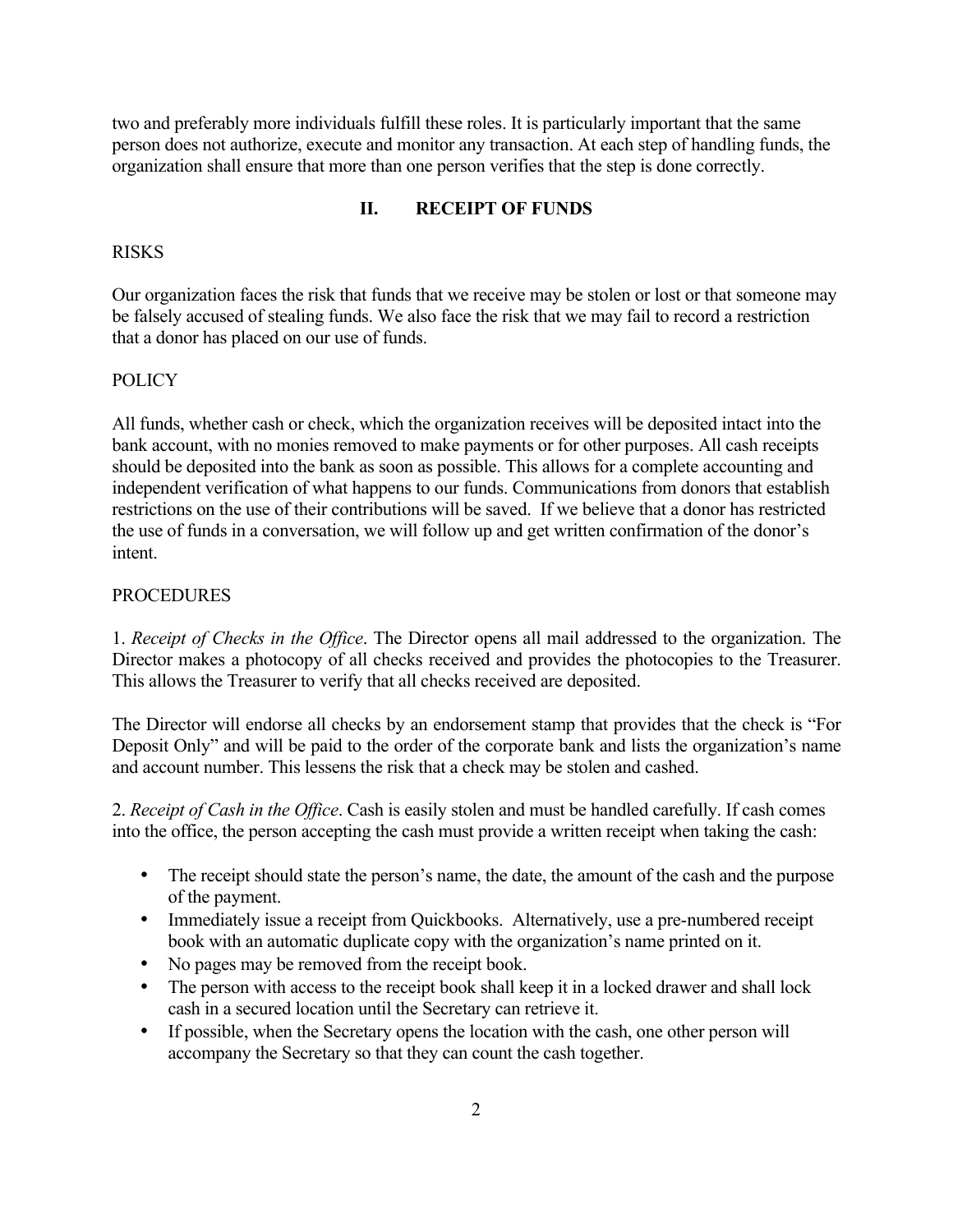two and preferably more individuals fulfill these roles. It is particularly important that the same person does not authorize, execute and monitor any transaction. At each step of handling funds, the organization shall ensure that more than one person verifies that the step is done correctly.

## II. RECEIPT OF FUNDS

RISKS

Our organization faces the risk that funds that we receive may be stolen or lost or that someone may be falsely accused of stealing funds. We also face the risk that we may fail to record a restriction that a donor has placed on our use of funds.

POLICY

All funds, whether cash or check, which the organization receives will be deposited intact into the bank account, with no monies removed to make payments or for other purposes. All cash receipts should be deposited into the bank as soon as possible. This allows for a complete accounting and independent verification of what happens to our funds. Communications from donors that establish restrictions on the use of their contributions will be saved. If we believe that a donor has restricted the use of funds in a conversation, we will follow up and get written confirmation of the donor's intent.

PROCEDURES

1. *Receipt of Checks in the Office*. The Director opens all mail addressed to the organization. The Director makes a photocopy of all checks received and provides the photocopies to the Treasurer. This allows the Treasurer to verify that all checks received are deposited.

The Director will endorse all checks by an endorsement stamp that provides that the check is "For Deposit Only" and will be paid to the order of the corporate bank and lists the organization's name and account number. This lessens the risk that a check may be stolen and cashed.

2. *Receipt of Cash in the Office*. Cash is easily stolen and must be handled carefully. If cash comes into the office, the person accepting the cash must provide a written receipt when taking the cash:

- The receipt should state the person's name, the date, the amount of the cash and the purpose of the payment.
- Immediately issue a receipt from Quickbooks. Alternatively, use a pre-numbered receipt book with an automatic duplicate copy with the organization's name printed on it.
- No pages may be removed from the receipt book.
- The person with access to the receipt book shall keep it in a locked drawer and shall lock cash in a secured location until the Secretary can retrieve it.
- If possible, when the Secretary opens the location with the cash, one other person will accompany the Secretary so that they can count the cash together.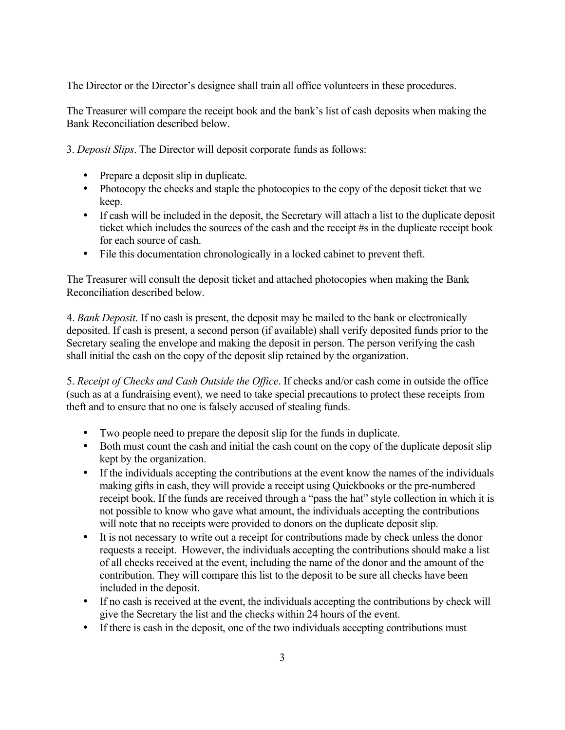The Director or the Director's designee shall train all office volunteers in these procedures.

The Treasurer will compare the receipt book and the bank's list of cash deposits when making the Bank Reconciliation described below.

3. *Deposit Slips*. The Director will deposit corporate funds as follows:

- Prepare a deposit slip in duplicate.
- Photocopy the checks and staple the photocopies to the copy of the deposit ticket that we keep.
- If cash will be included in the deposit, the Secretary will attach a list to the duplicate deposit ticket which includes the sources of the cash and the receipt #s in the duplicate receipt book for each source of cash.
- File this documentation chronologically in a locked cabinet to prevent theft.

The Treasurer will consult the deposit ticket and attached photocopies when making the Bank Reconciliation described below.

4. *Bank Deposit*. If no cash is present, the deposit may be mailed to the bank or electronically deposited. If cash is present, a second person (if available) shall verify deposited funds prior to the Secretary sealing the envelope and making the deposit in person. The person verifying the cash shall initial the cash on the copy of the deposit slip retained by the organization.

5. *Receipt of Checks and Cash Outside the Office*. If checks and/or cash come in outside the office (such as at a fundraising event), we need to take special precautions to protect these receipts from theft and to ensure that no one is falsely accused of stealing funds.

- Two people need to prepare the deposit slip for the funds in duplicate.
- Both must count the cash and initial the cash count on the copy of the duplicate deposit slip kept by the organization.
- If the individuals accepting the contributions at the event know the names of the individuals making gifts in cash, they will provide a receipt using Quickbooks or the pre-numbered receipt book. If the funds are received through a "pass the hat" style collection in which it is not possible to know who gave what amount, the individuals accepting the contributions will note that no receipts were provided to donors on the duplicate deposit slip.
- It is not necessary to write out a receipt for contributions made by check unless the donor requests a receipt. However, the individuals accepting the contributions should make a list of all checks received at the event, including the name of the donor and the amount of the contribution. They will compare this list to the deposit to be sure all checks have been included in the deposit.
- If no cash is received at the event, the individuals accepting the contributions by check will give the Secretary the list and the checks within 24 hours of the event.
- If there is cash in the deposit, one of the two individuals accepting contributions must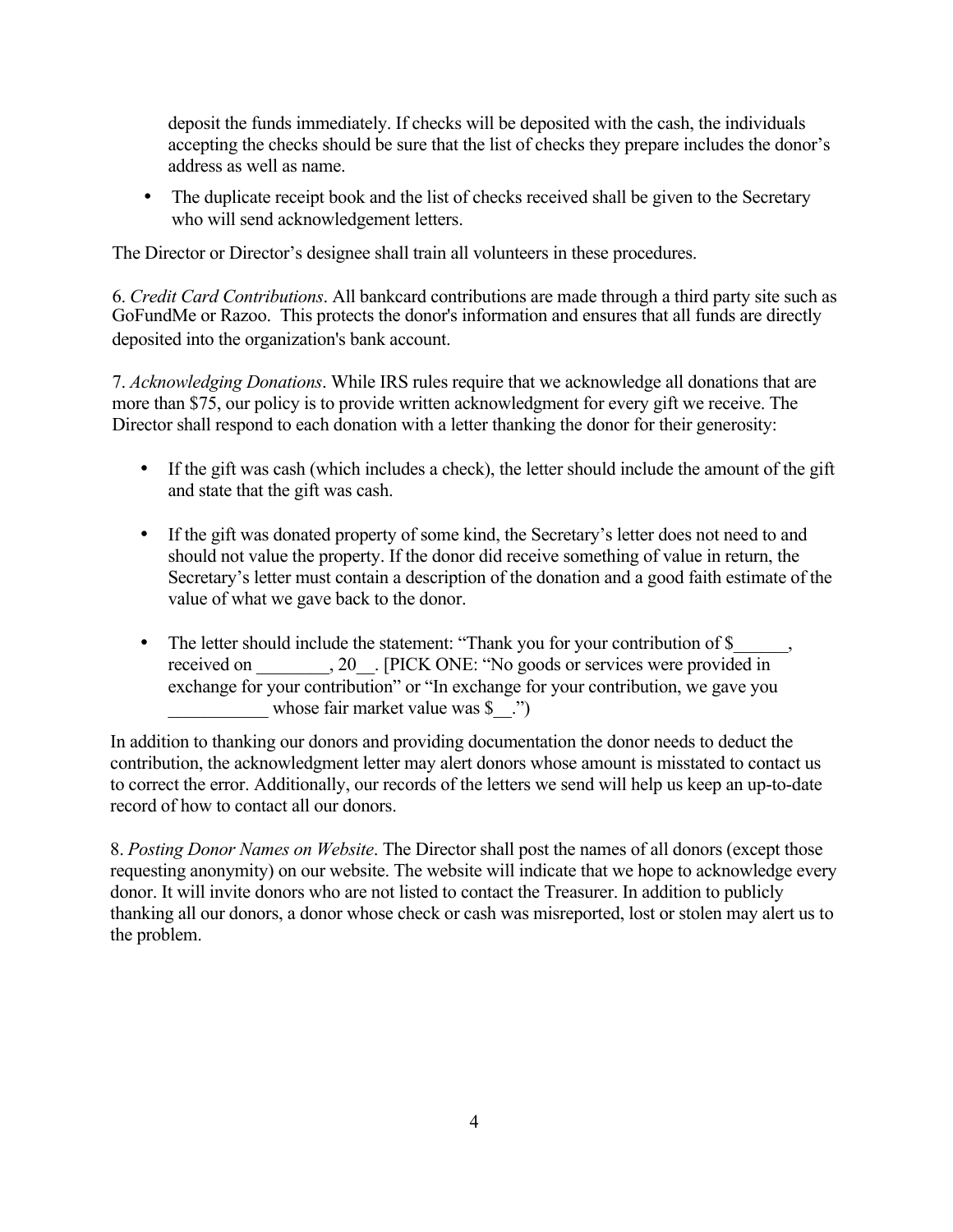deposit the funds immediately. If checks will be deposited with the cash, the individuals accepting the checks should be sure that the list of checks they prepare includes the donor's address as well as name.

- The duplicate receipt book and the list of checks received shall be given to the Secretary who will send acknowledgement letters.

The Director or Director's designee shall train all volunteers in these procedures.

6. *Credit Card Contributions*. All bankcard contributions are made through a third party site such as GoFundMe or Razoo. This protects the donor's information and ensures that all funds are directly deposited into the organization's bank account.

7. *Acknowledging Donations*. While IRS rules require that we acknowledge all donations that are more than $75, our policy is to provide written acknowledgment for every gift we receive. The Director shall respond to each donation with a letter thanking the donor for their generosity:

- If the gift was cash (which includes a check), the letter should include the amount of the gift and state that the gift was cash.

- If the gift was donated property of some kind, the Secretary's letter does not need to and should not value the property. If the donor did receive something of value in return, the Secretary's letter must contain a description of the donation and a good faith estimate of the value of what we gave back to the donor.

- The letter should include the statement: "Thank you for your contribution of $______, received on ________, 20__. [PICK ONE: "No goods or services were provided in exchange for your contribution" or "In exchange for your contribution, we gave you ___________ whose fair market value was $__.")

In addition to thanking our donors and providing documentation the donor needs to deduct the contribution, the acknowledgment letter may alert donors whose amount is misstated to contact us to correct the error. Additionally, our records of the letters we send will help us keep an up-to-date record of how to contact all our donors.

8. *Posting Donor Names on Website*. The Director shall post the names of all donors (except those requesting anonymity) on our website. The website will indicate that we hope to acknowledge every donor. It will invite donors who are not listed to contact the Treasurer. In addition to publicly thanking all our donors, a donor whose check or cash was misreported, lost or stolen may alert us to the problem.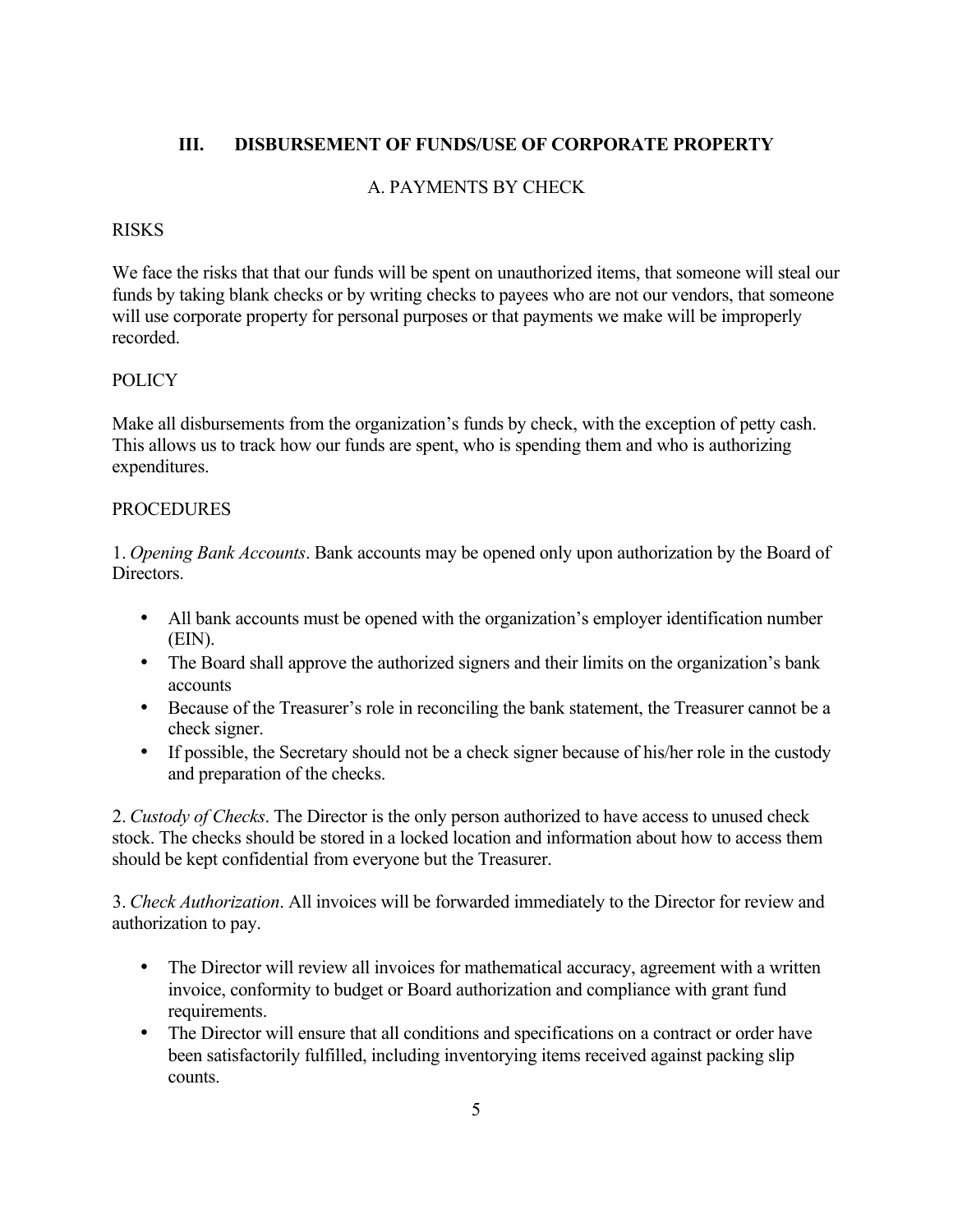## III. DISBURSEMENT OF FUNDS/USE OF CORPORATE PROPERTY

### A. PAYMENTS BY CHECK

RISKS

We face the risks that that our funds will be spent on unauthorized items, that someone will steal our funds by taking blank checks or by writing checks to payees who are not our vendors, that someone will use corporate property for personal purposes or that payments we make will be improperly recorded.

POLICY

Make all disbursements from the organization's funds by check, with the exception of petty cash. This allows us to track how our funds are spent, who is spending them and who is authorizing expenditures.

PROCEDURES

1. *Opening Bank Accounts*. Bank accounts may be opened only upon authorization by the Board of Directors.

- All bank accounts must be opened with the organization's employer identification number (EIN).
- The Board shall approve the authorized signers and their limits on the organization's bank accounts
- Because of the Treasurer's role in reconciling the bank statement, the Treasurer cannot be a check signer.
- If possible, the Secretary should not be a check signer because of his/her role in the custody and preparation of the checks.

2. *Custody of Checks*. The Director is the only person authorized to have access to unused check stock. The checks should be stored in a locked location and information about how to access them should be kept confidential from everyone but the Treasurer.

3. *Check Authorization*. All invoices will be forwarded immediately to the Director for review and authorization to pay.

- The Director will review all invoices for mathematical accuracy, agreement with a written invoice, conformity to budget or Board authorization and compliance with grant fund requirements.
- The Director will ensure that all conditions and specifications on a contract or order have been satisfactorily fulfilled, including inventorying items received against packing slip counts.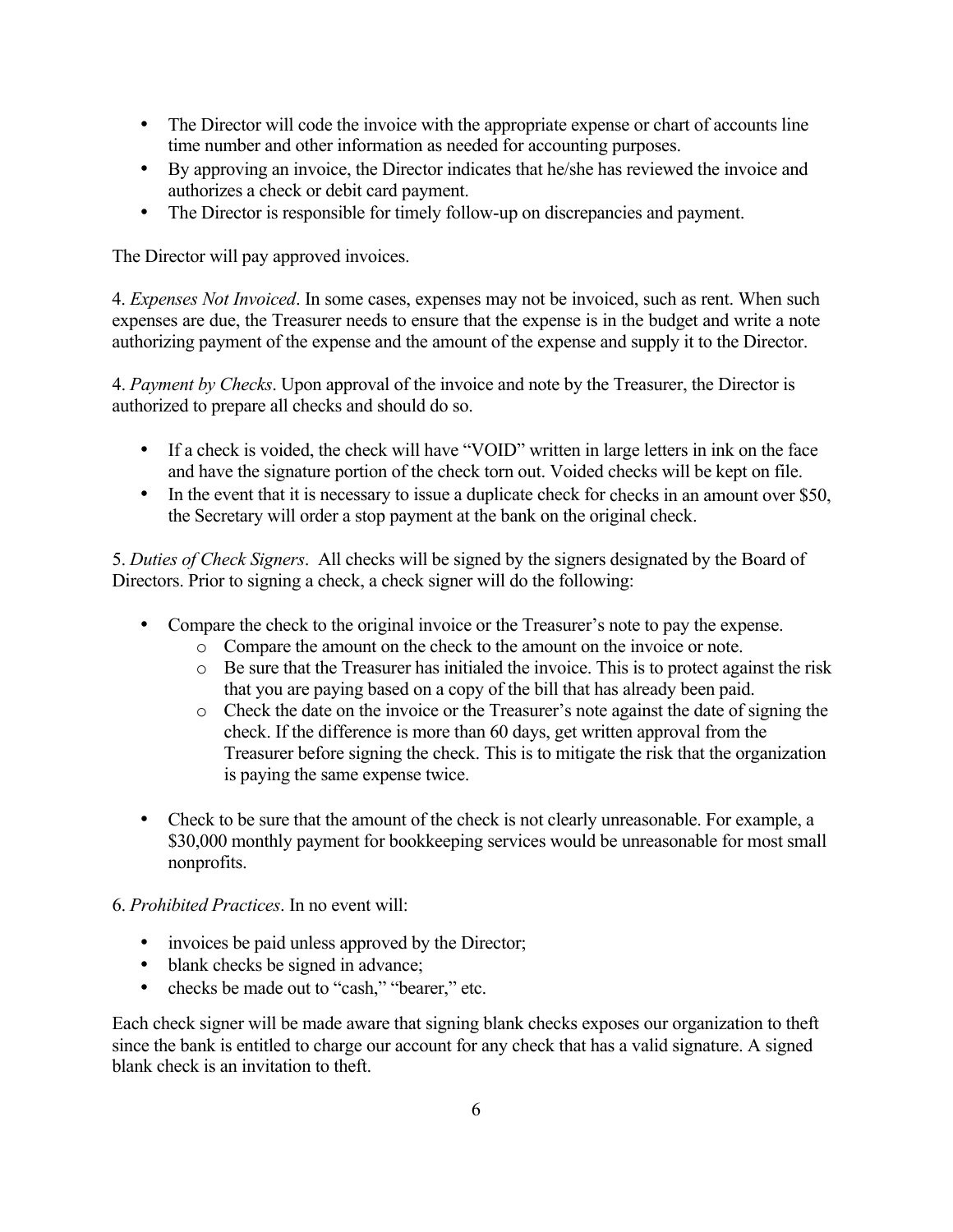- The Director will code the invoice with the appropriate expense or chart of accounts line time number and other information as needed for accounting purposes.
- By approving an invoice, the Director indicates that he/she has reviewed the invoice and authorizes a check or debit card payment.
- The Director is responsible for timely follow-up on discrepancies and payment.

The Director will pay approved invoices.

4. *Expenses Not Invoiced*. In some cases, expenses may not be invoiced, such as rent. When such expenses are due, the Treasurer needs to ensure that the expense is in the budget and write a note authorizing payment of the expense and the amount of the expense and supply it to the Director.

4. *Payment by Checks*. Upon approval of the invoice and note by the Treasurer, the Director is authorized to prepare all checks and should do so.

- If a check is voided, the check will have “VOID” written in large letters in ink on the face and have the signature portion of the check torn out. Voided checks will be kept on file.
- In the event that it is necessary to issue a duplicate check for checks in an amount over $50, the Secretary will order a stop payment at the bank on the original check.

5. *Duties of Check Signers*. All checks will be signed by the signers designated by the Board of Directors. Prior to signing a check, a check signer will do the following:

- Compare the check to the original invoice or the Treasurer’s note to pay the expense.
    - Compare the amount on the check to the amount on the invoice or note.
    - Be sure that the Treasurer has initialed the invoice. This is to protect against the risk that you are paying based on a copy of the bill that has already been paid.
    - Check the date on the invoice or the Treasurer’s note against the date of signing the check. If the difference is more than 60 days, get written approval from the Treasurer before signing the check. This is to mitigate the risk that the organization is paying the same expense twice.

- Check to be sure that the amount of the check is not clearly unreasonable. For example, a $30,000 monthly payment for bookkeeping services would be unreasonable for most small nonprofits.

6. *Prohibited Practices*. In no event will:

- invoices be paid unless approved by the Director;
- blank checks be signed in advance;
- checks be made out to “cash,” “bearer,” etc.

Each check signer will be made aware that signing blank checks exposes our organization to theft since the bank is entitled to charge our account for any check that has a valid signature. A signed blank check is an invitation to theft.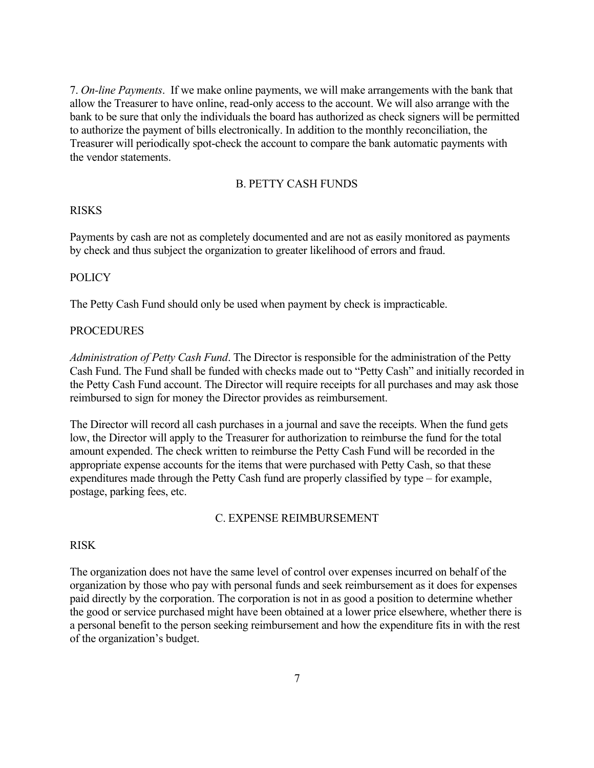7. *On-line Payments*. If we make online payments, we will make arrangements with the bank that allow the Treasurer to have online, read-only access to the account. We will also arrange with the bank to be sure that only the individuals the board has authorized as check signers will be permitted to authorize the payment of bills electronically. In addition to the monthly reconciliation, the Treasurer will periodically spot-check the account to compare the bank automatic payments with the vendor statements.

## B. PETTY CASH FUNDS

RISKS

Payments by cash are not as completely documented and are not as easily monitored as payments by check and thus subject the organization to greater likelihood of errors and fraud.

POLICY

The Petty Cash Fund should only be used when payment by check is impracticable.

PROCEDURES

*Administration of Petty Cash Fund*. The Director is responsible for the administration of the Petty Cash Fund. The Fund shall be funded with checks made out to "Petty Cash" and initially recorded in the Petty Cash Fund account. The Director will require receipts for all purchases and may ask those reimbursed to sign for money the Director provides as reimbursement.

The Director will record all cash purchases in a journal and save the receipts. When the fund gets low, the Director will apply to the Treasurer for authorization to reimburse the fund for the total amount expended. The check written to reimburse the Petty Cash Fund will be recorded in the appropriate expense accounts for the items that were purchased with Petty Cash, so that these expenditures made through the Petty Cash fund are properly classified by type – for example, postage, parking fees, etc.

## C. EXPENSE REIMBURSEMENT

RISK

The organization does not have the same level of control over expenses incurred on behalf of the organization by those who pay with personal funds and seek reimbursement as it does for expenses paid directly by the corporation. The corporation is not in as good a position to determine whether the good or service purchased might have been obtained at a lower price elsewhere, whether there is a personal benefit to the person seeking reimbursement and how the expenditure fits in with the rest of the organization's budget.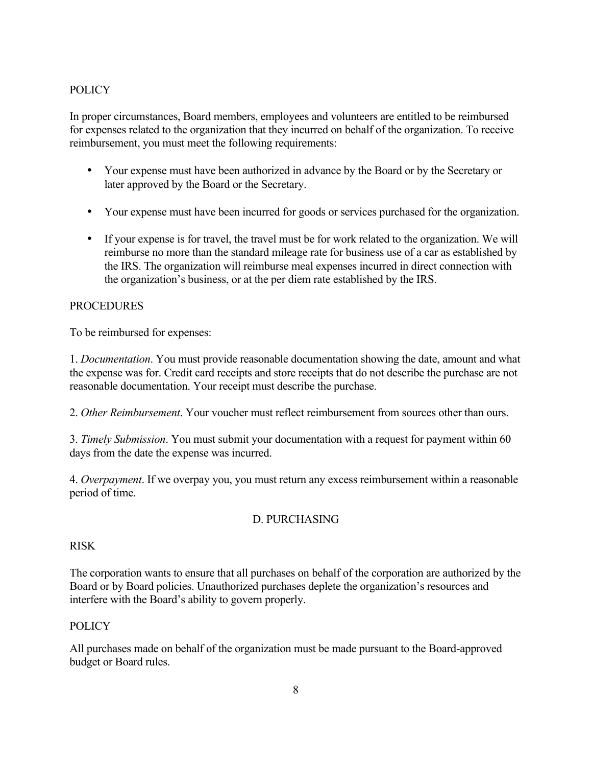POLICY

In proper circumstances, Board members, employees and volunteers are entitled to be reimbursed for expenses related to the organization that they incurred on behalf of the organization. To receive reimbursement, you must meet the following requirements:

- Your expense must have been authorized in advance by the Board or by the Secretary or later approved by the Board or the Secretary.
- Your expense must have been incurred for goods or services purchased for the organization.
- If your expense is for travel, the travel must be for work related to the organization. We will reimburse no more than the standard mileage rate for business use of a car as established by the IRS. The organization will reimburse meal expenses incurred in direct connection with the organization's business, or at the per diem rate established by the IRS.

PROCEDURES

To be reimbursed for expenses:

1. *Documentation*. You must provide reasonable documentation showing the date, amount and what the expense was for. Credit card receipts and store receipts that do not describe the purchase are not reasonable documentation. Your receipt must describe the purchase.

2. *Other Reimbursement*. Your voucher must reflect reimbursement from sources other than ours.

3. *Timely Submission*. You must submit your documentation with a request for payment within 60 days from the date the expense was incurred.

4. *Overpayment*. If we overpay you, you must return any excess reimbursement within a reasonable period of time.

## D. PURCHASING

RISK

The corporation wants to ensure that all purchases on behalf of the corporation are authorized by the Board or by Board policies. Unauthorized purchases deplete the organization's resources and interfere with the Board's ability to govern properly.

POLICY

All purchases made on behalf of the organization must be made pursuant to the Board-approved budget or Board rules.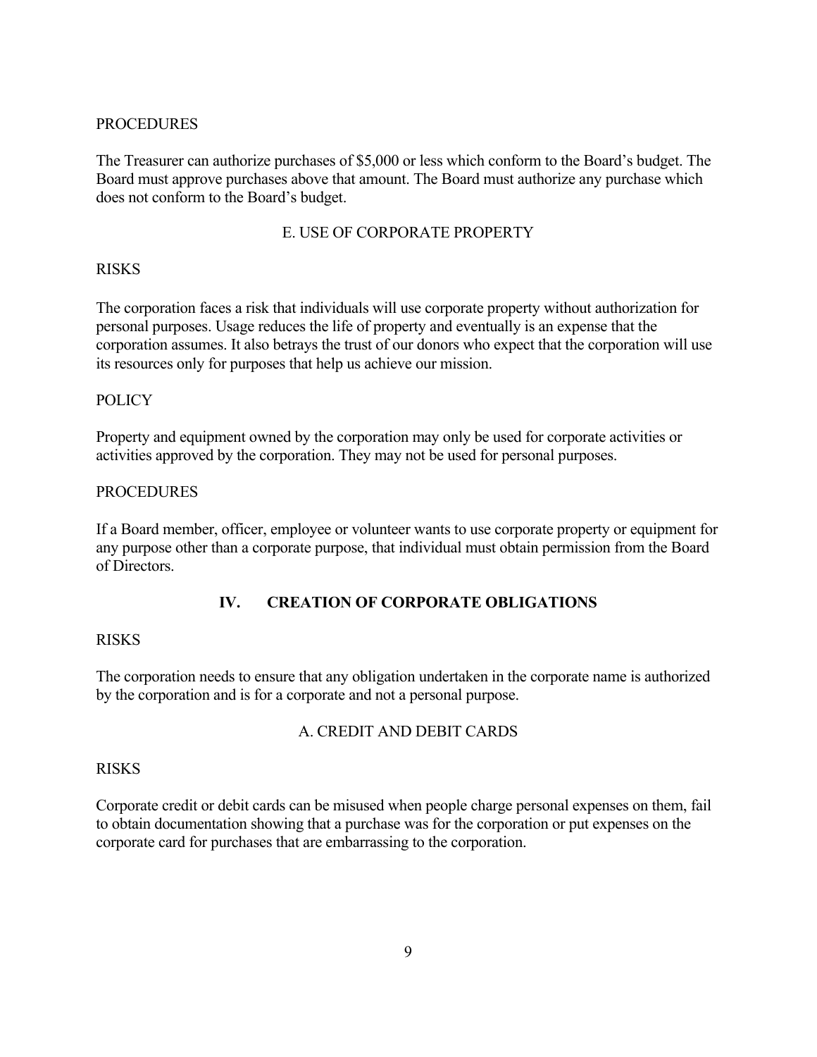PROCEDURES

The Treasurer can authorize purchases of $5,000 or less which conform to the Board's budget. The Board must approve purchases above that amount. The Board must authorize any purchase which does not conform to the Board's budget.

### E. USE OF CORPORATE PROPERTY

RISKS

The corporation faces a risk that individuals will use corporate property without authorization for personal purposes. Usage reduces the life of property and eventually is an expense that the corporation assumes. It also betrays the trust of our donors who expect that the corporation will use its resources only for purposes that help us achieve our mission.

POLICY

Property and equipment owned by the corporation may only be used for corporate activities or activities approved by the corporation. They may not be used for personal purposes.

PROCEDURES

If a Board member, officer, employee or volunteer wants to use corporate property or equipment for any purpose other than a corporate purpose, that individual must obtain permission from the Board of Directors.

## IV. CREATION OF CORPORATE OBLIGATIONS

RISKS

The corporation needs to ensure that any obligation undertaken in the corporate name is authorized by the corporation and is for a corporate and not a personal purpose.

### A. CREDIT AND DEBIT CARDS

RISKS

Corporate credit or debit cards can be misused when people charge personal expenses on them, fail to obtain documentation showing that a purchase was for the corporation or put expenses on the corporate card for purchases that are embarrassing to the corporation.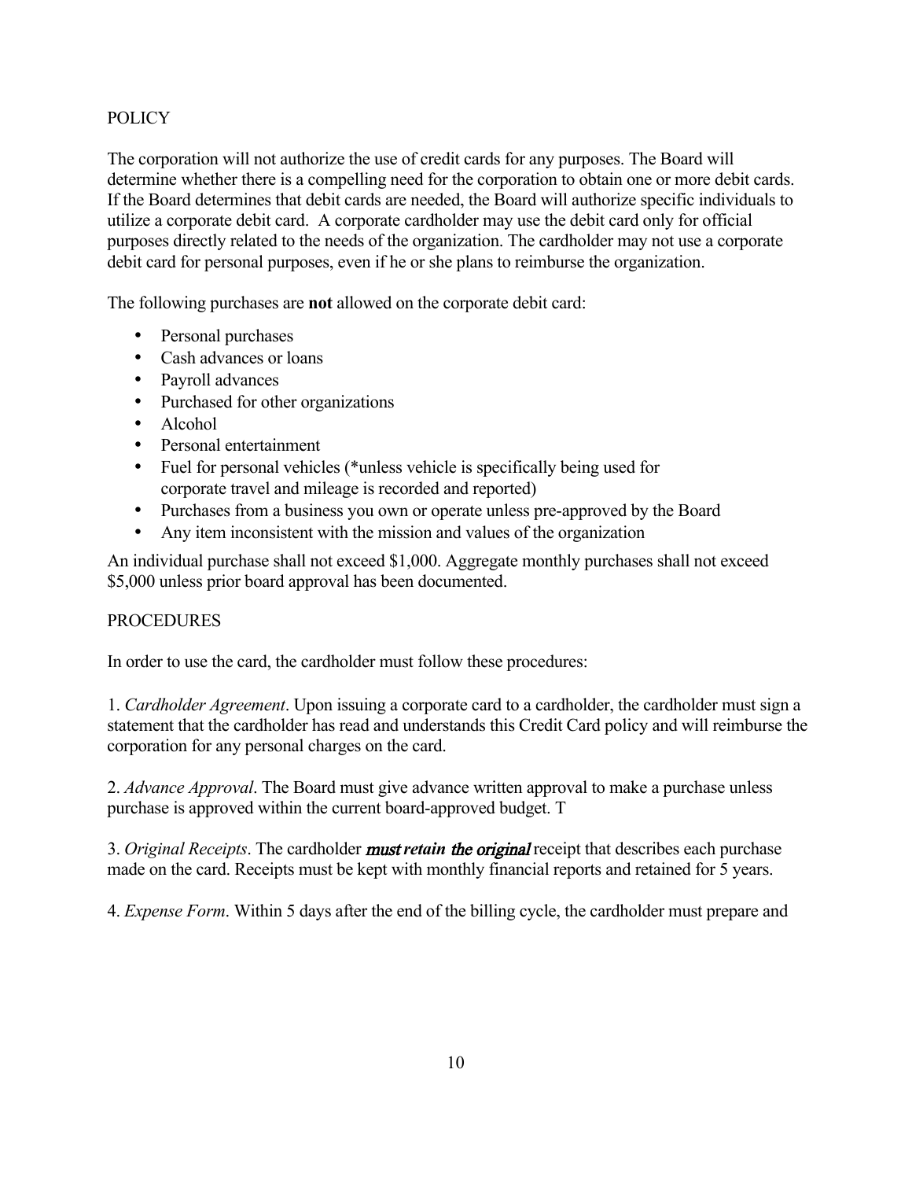## POLICY

The corporation will not authorize the use of credit cards for any purposes. The Board will determine whether there is a compelling need for the corporation to obtain one or more debit cards. If the Board determines that debit cards are needed, the Board will authorize specific individuals to utilize a corporate debit card. A corporate cardholder may use the debit card only for official purposes directly related to the needs of the organization. The cardholder may not use a corporate debit card for personal purposes, even if he or she plans to reimburse the organization.

The following purchases are **not** allowed on the corporate debit card:

- Personal purchases
- Cash advances or loans
- Payroll advances
- Purchased for other organizations
- Alcohol
- Personal entertainment
- Fuel for personal vehicles (*unless vehicle is specifically being used for corporate travel and mileage is recorded and reported)
- Purchases from a business you own or operate unless pre-approved by the Board
- Any item inconsistent with the mission and values of the organization

An individual purchase shall not exceed $1,000. Aggregate monthly purchases shall not exceed $5,000 unless prior board approval has been documented.

## PROCEDURES

In order to use the card, the cardholder must follow these procedures:

1. *Cardholder Agreement*. Upon issuing a corporate card to a cardholder, the cardholder must sign a statement that the cardholder has read and understands this Credit Card policy and will reimburse the corporation for any personal charges on the card.

2. *Advance Approval*. The Board must give advance written approval to make a purchase unless purchase is approved within the current board-approved budget. T

3. *Original Receipts*. The cardholder ***must retain the original*** receipt that describes each purchase made on the card. Receipts must be kept with monthly financial reports and retained for 5 years.

4. *Expense Form*. Within 5 days after the end of the billing cycle, the cardholder must prepare and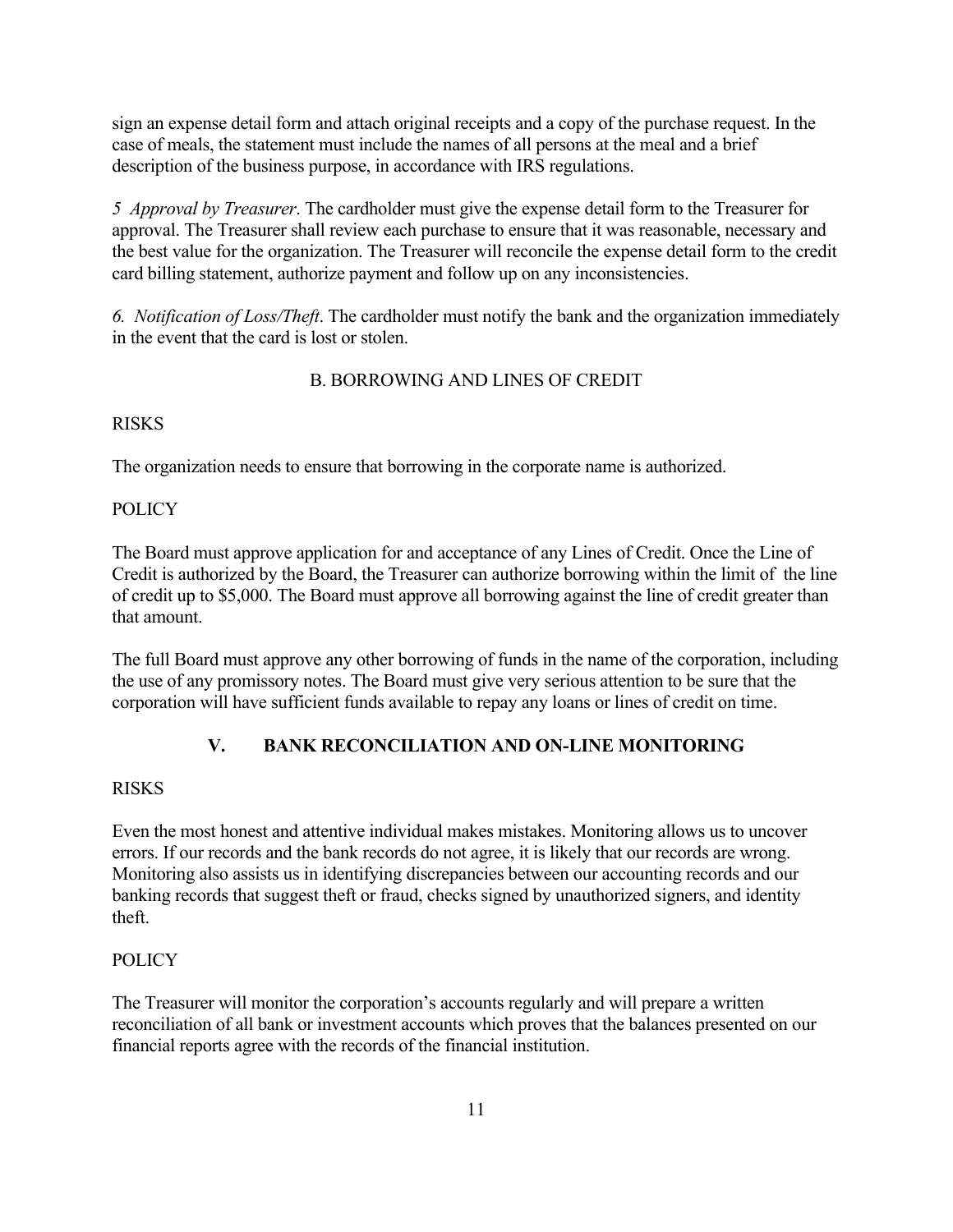sign an expense detail form and attach original receipts and a copy of the purchase request. In the case of meals, the statement must include the names of all persons at the meal and a brief description of the business purpose, in accordance with IRS regulations.

*5 Approval by Treasurer*. The cardholder must give the expense detail form to the Treasurer for approval. The Treasurer shall review each purchase to ensure that it was reasonable, necessary and the best value for the organization. The Treasurer will reconcile the expense detail form to the credit card billing statement, authorize payment and follow up on any inconsistencies.

*6. Notification of Loss/Theft*. The cardholder must notify the bank and the organization immediately in the event that the card is lost or stolen.

### B. BORROWING AND LINES OF CREDIT

RISKS

The organization needs to ensure that borrowing in the corporate name is authorized.

POLICY

The Board must approve application for and acceptance of any Lines of Credit. Once the Line of Credit is authorized by the Board, the Treasurer can authorize borrowing within the limit of the line of credit up to $5,000. The Board must approve all borrowing against the line of credit greater than that amount.

The full Board must approve any other borrowing of funds in the name of the corporation, including the use of any promissory notes. The Board must give very serious attention to be sure that the corporation will have sufficient funds available to repay any loans or lines of credit on time.

## V. BANK RECONCILIATION AND ON-LINE MONITORING

RISKS

Even the most honest and attentive individual makes mistakes. Monitoring allows us to uncover errors. If our records and the bank records do not agree, it is likely that our records are wrong. Monitoring also assists us in identifying discrepancies between our accounting records and our banking records that suggest theft or fraud, checks signed by unauthorized signers, and identity theft.

POLICY

The Treasurer will monitor the corporation's accounts regularly and will prepare a written reconciliation of all bank or investment accounts which proves that the balances presented on our financial reports agree with the records of the financial institution.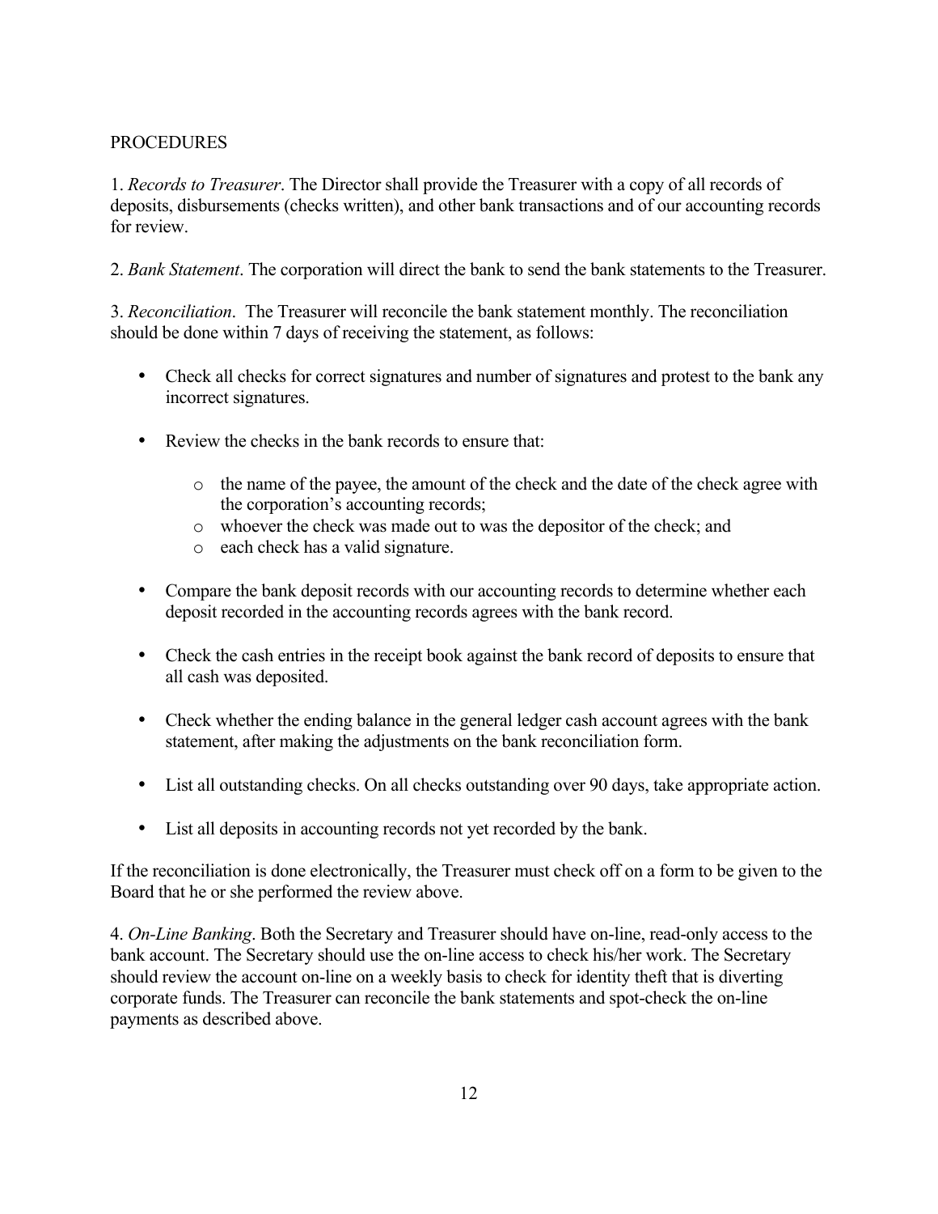PROCEDURES

1. *Records to Treasurer*. The Director shall provide the Treasurer with a copy of all records of deposits, disbursements (checks written), and other bank transactions and of our accounting records for review.

2. *Bank Statement*. The corporation will direct the bank to send the bank statements to the Treasurer.

3. *Reconciliation*. The Treasurer will reconcile the bank statement monthly. The reconciliation should be done within 7 days of receiving the statement, as follows:

- Check all checks for correct signatures and number of signatures and protest to the bank any incorrect signatures.

- Review the checks in the bank records to ensure that:
    - the name of the payee, the amount of the check and the date of the check agree with the corporation's accounting records;
    - whoever the check was made out to was the depositor of the check; and
    - each check has a valid signature.

- Compare the bank deposit records with our accounting records to determine whether each deposit recorded in the accounting records agrees with the bank record.

- Check the cash entries in the receipt book against the bank record of deposits to ensure that all cash was deposited.

- Check whether the ending balance in the general ledger cash account agrees with the bank statement, after making the adjustments on the bank reconciliation form.

- List all outstanding checks. On all checks outstanding over 90 days, take appropriate action.

- List all deposits in accounting records not yet recorded by the bank.

If the reconciliation is done electronically, the Treasurer must check off on a form to be given to the Board that he or she performed the review above.

4. *On-Line Banking*. Both the Secretary and Treasurer should have on-line, read-only access to the bank account. The Secretary should use the on-line access to check his/her work. The Secretary should review the account on-line on a weekly basis to check for identity theft that is diverting corporate funds. The Treasurer can reconcile the bank statements and spot-check the on-line payments as described above.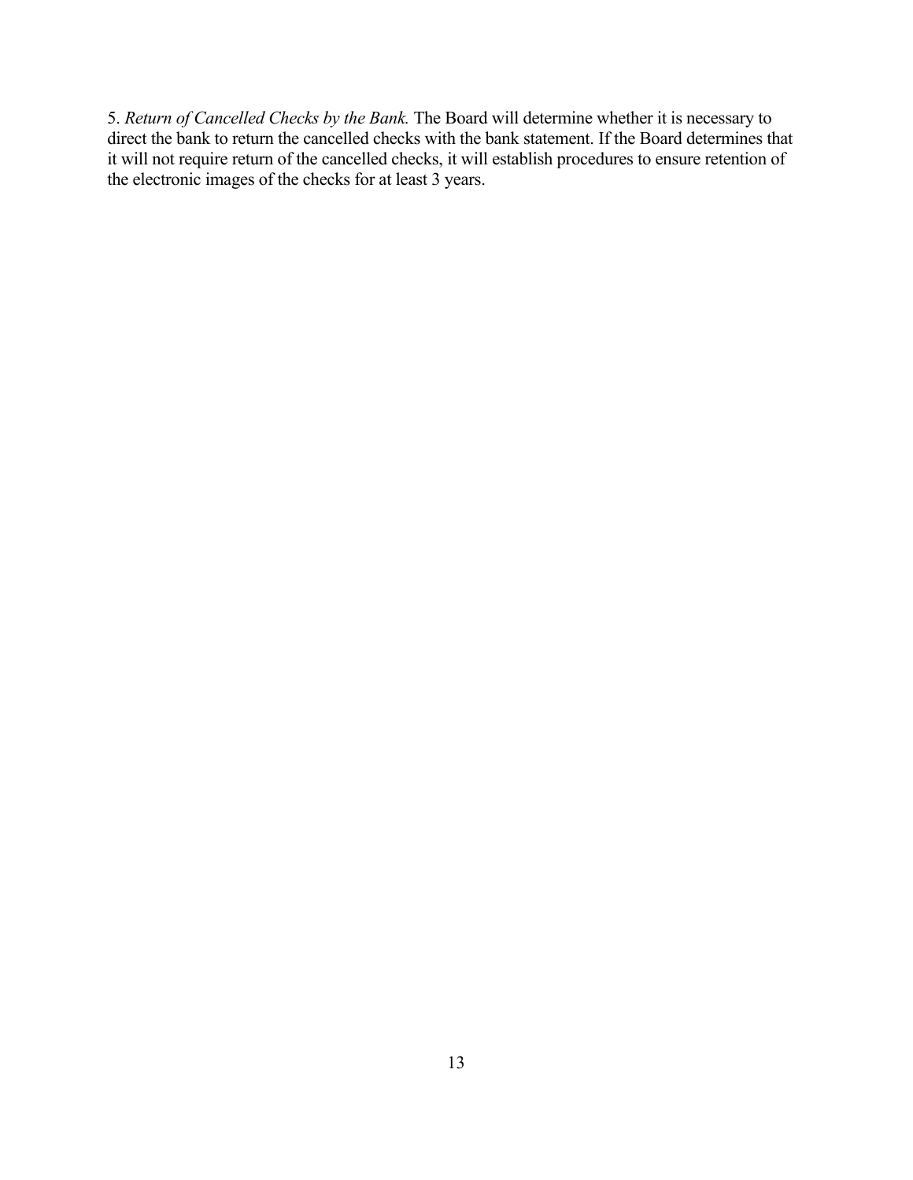5. *Return of Cancelled Checks by the Bank.* The Board will determine whether it is necessary to direct the bank to return the cancelled checks with the bank statement. If the Board determines that it will not require return of the cancelled checks, it will establish procedures to ensure retention of the electronic images of the checks for at least 3 years.